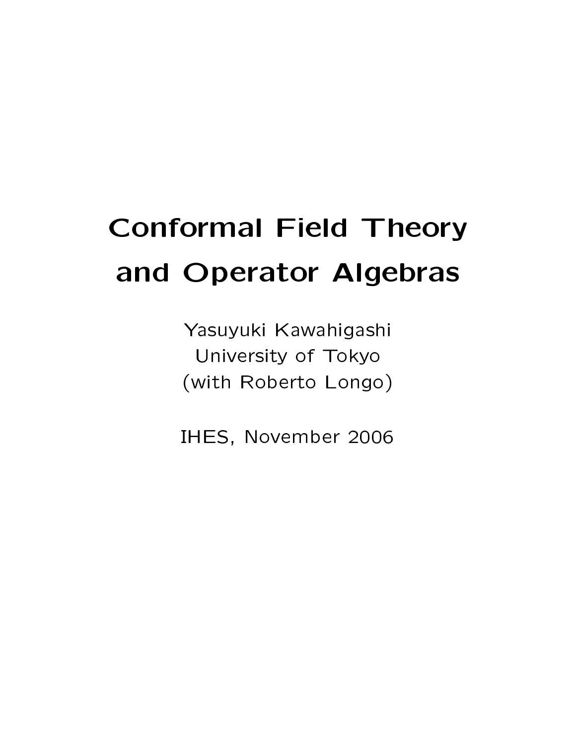# Conformal Field Theory and Operator Algebras

Yasuyuki Kawahigashi
University of Tokyo
(with Roberto Longo)

IHES, November 2006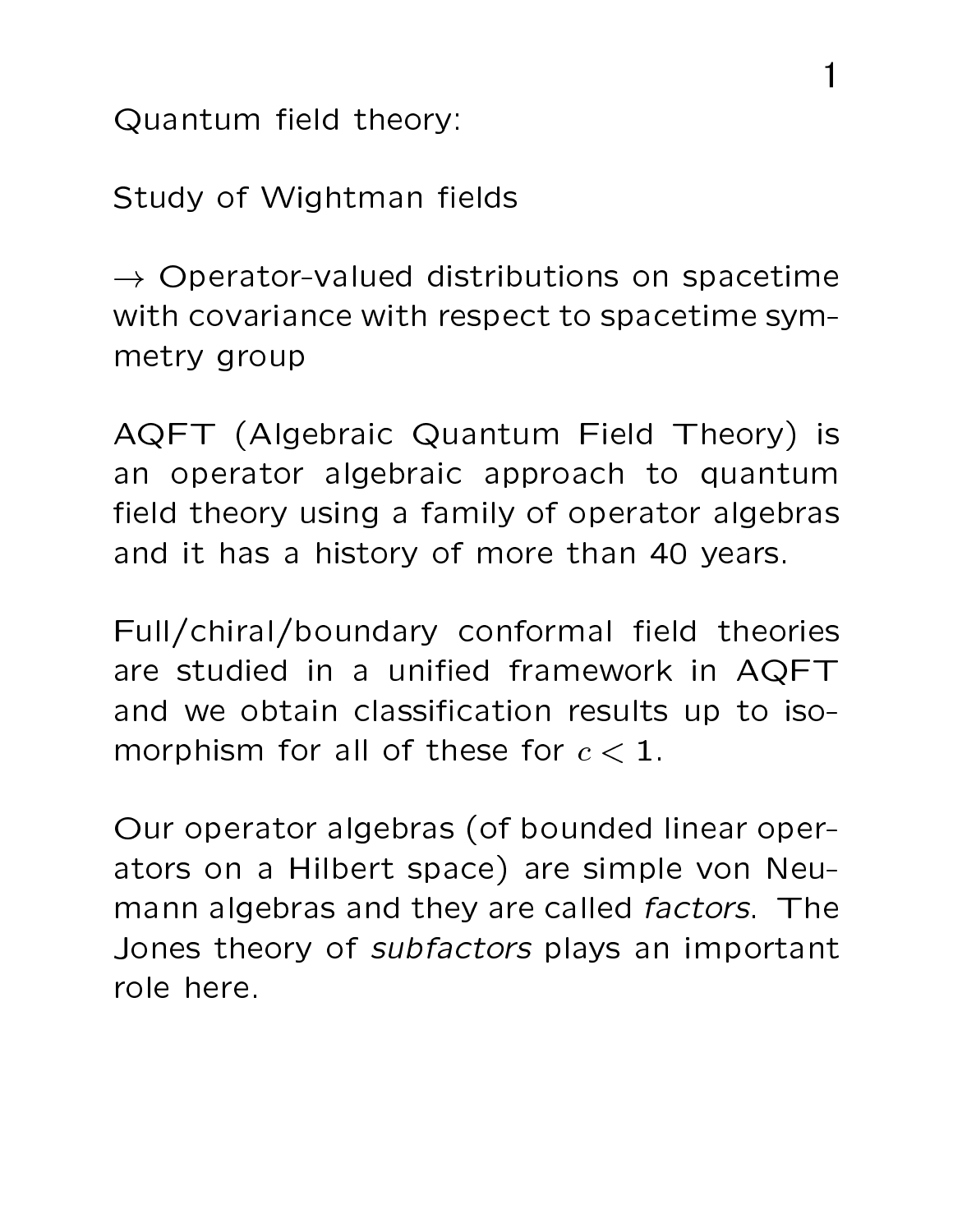Quantum field theory:

Study of Wightman fields

$\rightarrow$ Operator-valued distributions on spacetime with covariance with respect to spacetime symmetry group

AQFT (Algebraic Quantum Field Theory) is an operator algebraic approach to quantum field theory using a family of operator algebras and it has a history of more than 40 years.

Full/chiral/boundary conformal field theories are studied in a unified framework in AQFT and we obtain classification results up to isomorphism for all of these for $c < 1$.

Our operator algebras (of bounded linear operators on a Hilbert space) are simple von Neumann algebras and they are called *factors*. The Jones theory of *subfactors* plays an important role here.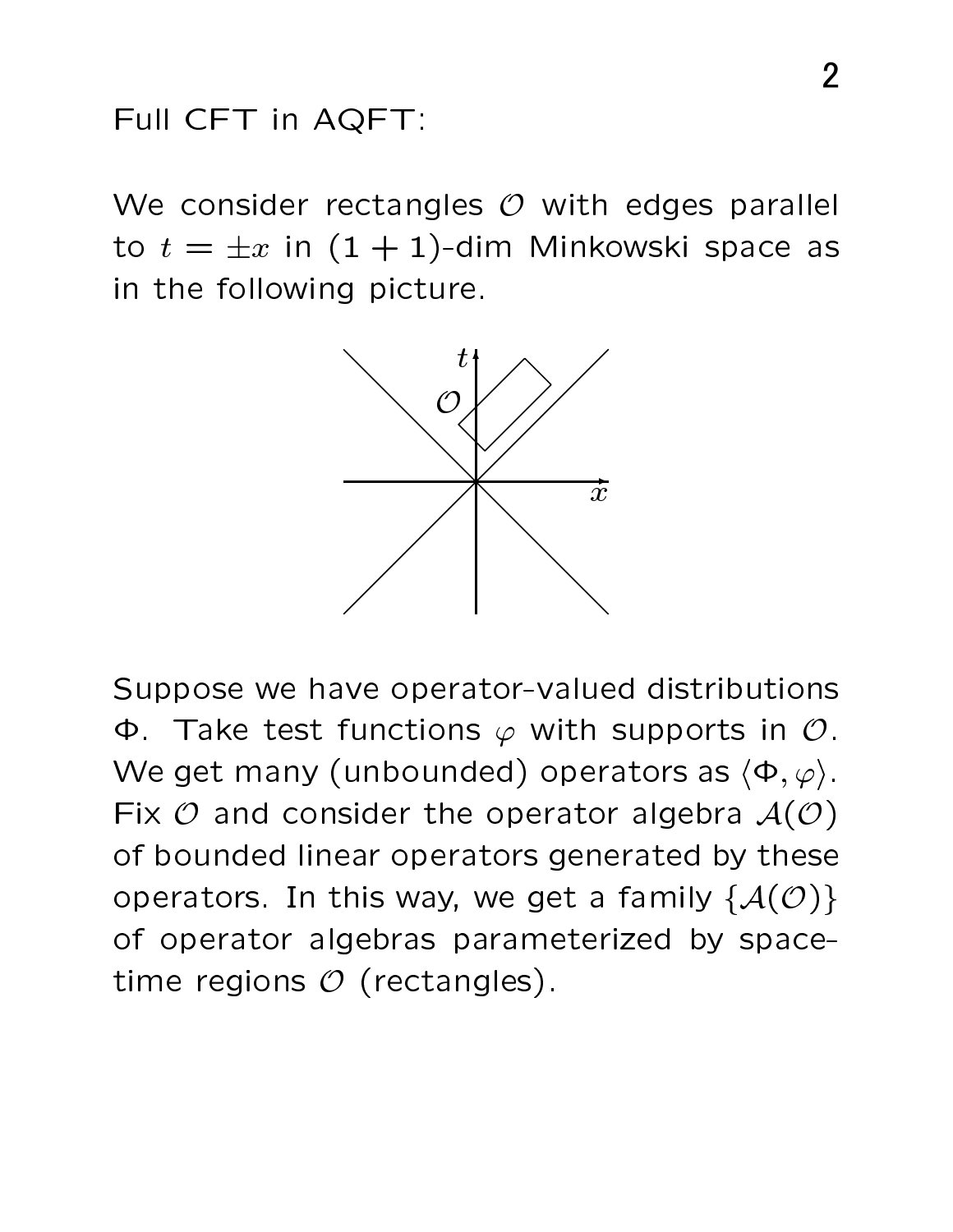Full CFT in AQFT:

We consider rectangles $\mathcal{O}$ with edges parallel to $t = \pm x$ in $(1+1)$-dim Minkowski space as in the following picture.

Suppose we have operator-valued distributions $\Phi$. Take test functions $\varphi$ with supports in $\mathcal{O}$. We get many (unbounded) operators as $\langle \Phi, \varphi \rangle$. Fix $\mathcal{O}$ and consider the operator algebra $\mathcal{A}(\mathcal{O})$ of bounded linear operators generated by these operators. In this way, we get a family $\{\mathcal{A}(\mathcal{O})\}$ of operator algebras parameterized by spacetime regions $\mathcal{O}$ (rectangles).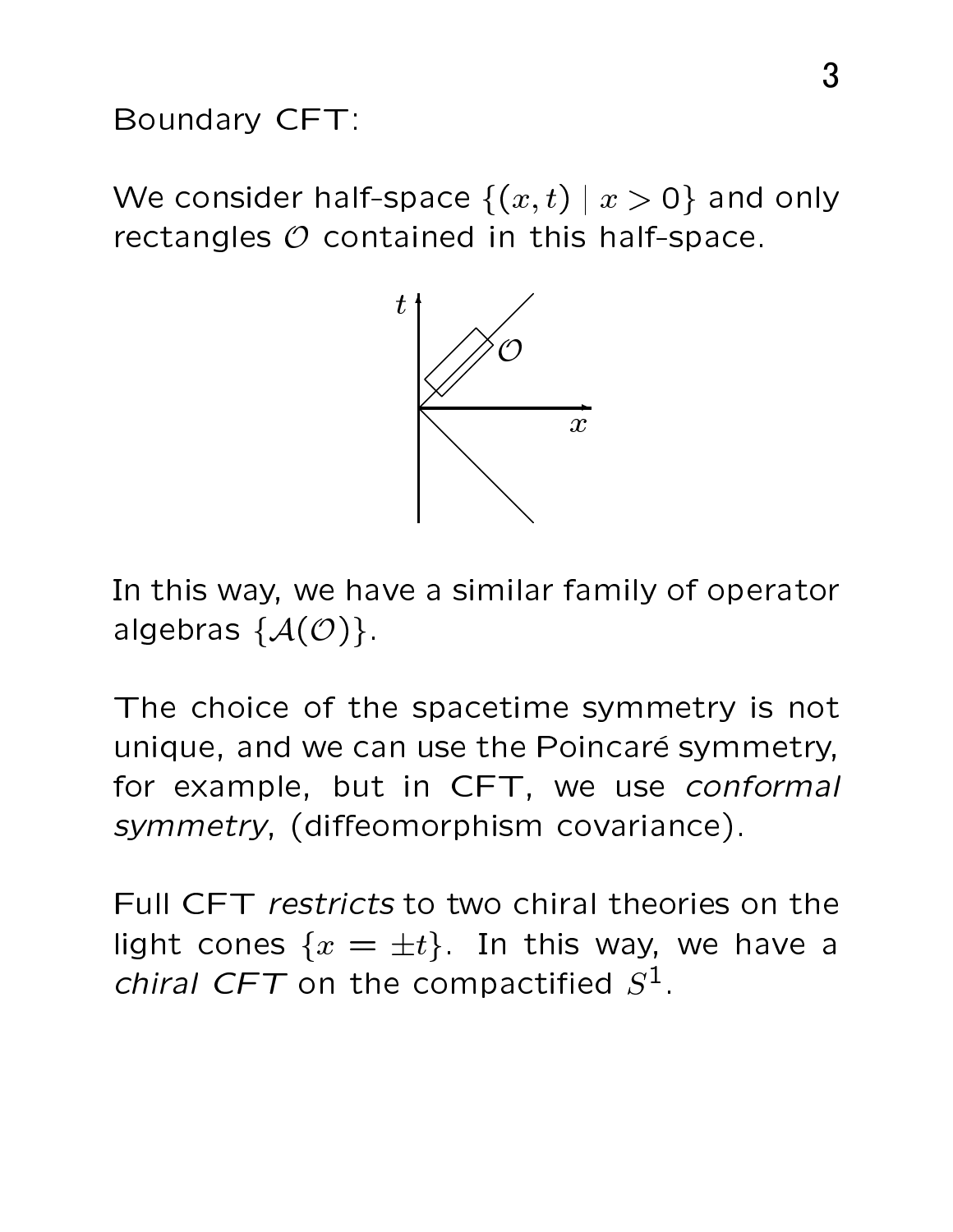Boundary CFT:

We consider half-space $\{(x,t) \mid x > 0\}$ and only rectangles $\mathcal{O}$ contained in this half-space.

In this way, we have a similar family of operator algebras $\{\mathcal{A}(\mathcal{O})\}$.

The choice of the spacetime symmetry is not unique, and we can use the Poincaré symmetry, for example, but in CFT, we use *conformal symmetry*, (diffeomorphism covariance).

Full CFT *restricts* to two chiral theories on the light cones $\{x = \pm t\}$. In this way, we have a *chiral CFT* on the compactified $S^1$.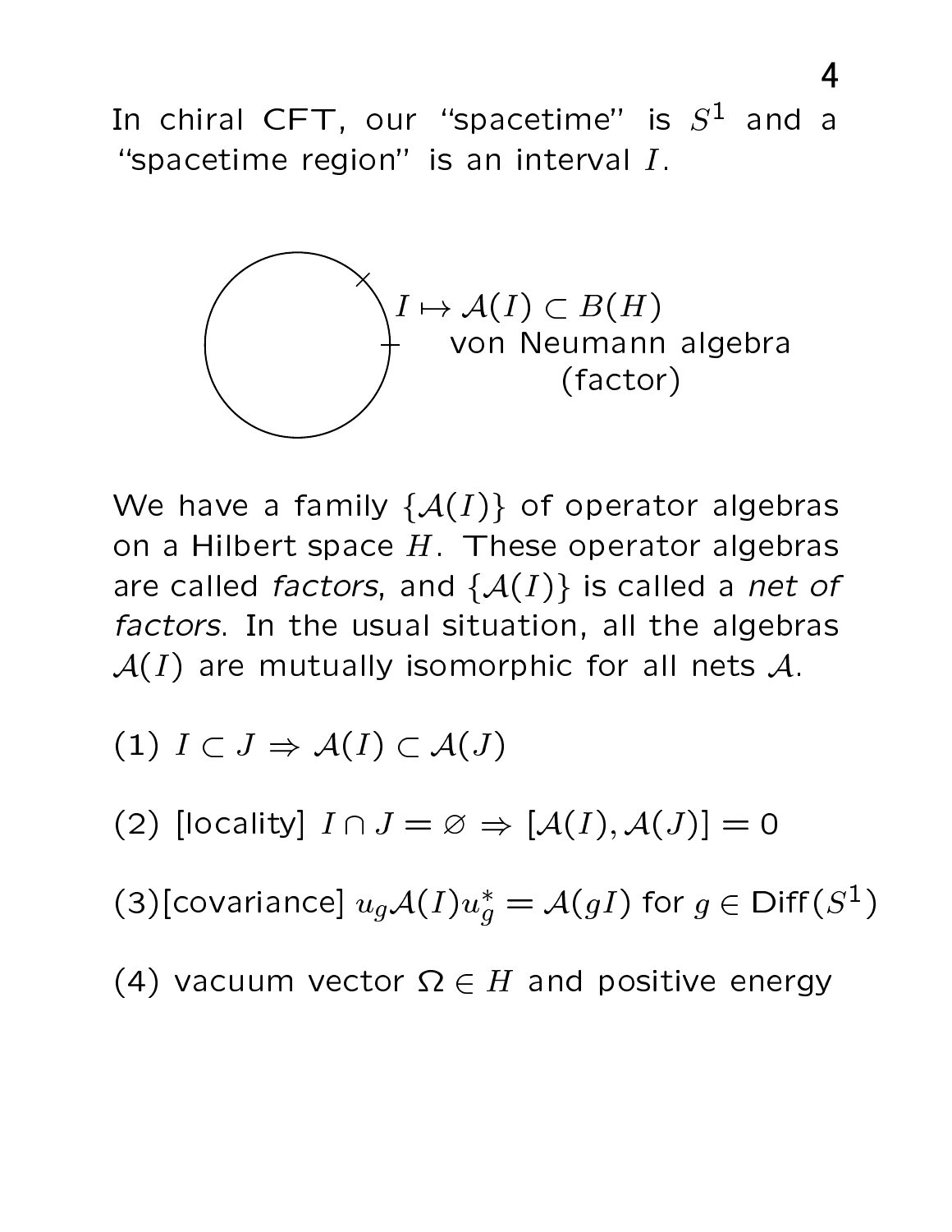In chiral CFT, our "spacetime" is $S^1$ and a "spacetime region" is an interval $I$.

$I \mapsto \mathcal{A}(I) \subset B(H)$
von Neumann algebra
(factor)

We have a family $\{\mathcal{A}(I)\}$ of operator algebras on a Hilbert space $H$. These operator algebras are called *factors*, and $\{\mathcal{A}(I)\}$ is called a *net of factors*. In the usual situation, all the algebras $\mathcal{A}(I)$ are mutually isomorphic for all nets $\mathcal{A}$.

(1) $I \subset J \Rightarrow \mathcal{A}(I) \subset \mathcal{A}(J)$

(2) [locality] $I \cap J = \varnothing \Rightarrow [\mathcal{A}(I), \mathcal{A}(J)] = 0$

(3)[covariance] $u_g \mathcal{A}(I) u_g^* = \mathcal{A}(gI)$ for $g \in \mathrm{Diff}(S^1)$

(4) vacuum vector $\Omega \in H$ and positive energy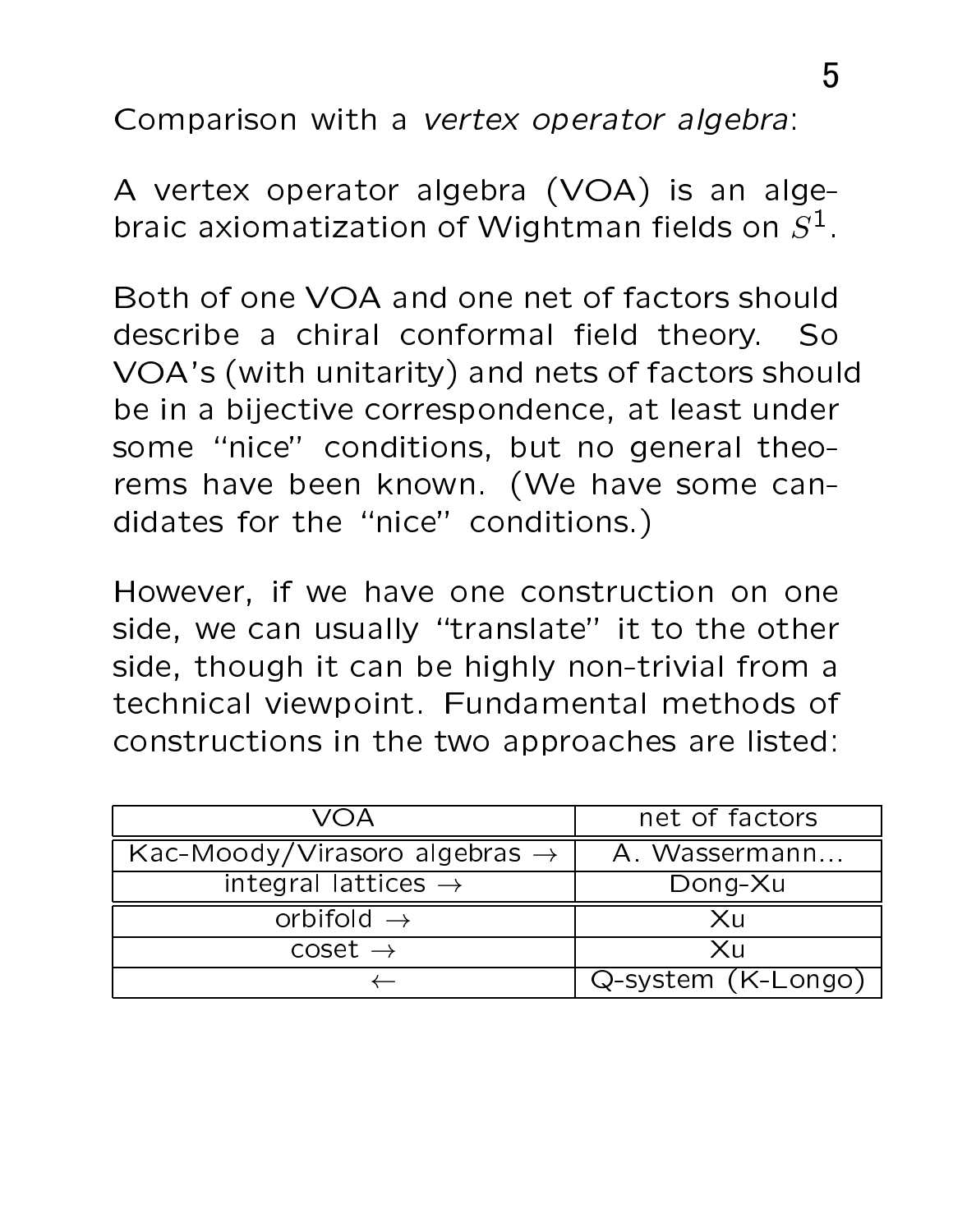Comparison with a *vertex operator algebra*:

A vertex operator algebra (VOA) is an algebraic axiomatization of Wightman fields on $S^1$.

Both of one VOA and one net of factors should describe a chiral conformal field theory. So VOA's (with unitarity) and nets of factors should be in a bijective correspondence, at least under some "nice" conditions, but no general theorems have been known. (We have some candidates for the "nice" conditions.)

However, if we have one construction on one side, we can usually "translate" it to the other side, though it can be highly non-trivial from a technical viewpoint. Fundamental methods of constructions in the two approaches are listed:

| VOA | net of factors |
|---|---|
| Kac-Moody/Virasoro algebras $\rightarrow$ | A. Wassermann... |
| integral lattices $\rightarrow$ | Dong-Xu |
| orbifold $\rightarrow$ | Xu |
| coset $\rightarrow$ | Xu |
| $\leftarrow$ | Q-system (K-Longo) |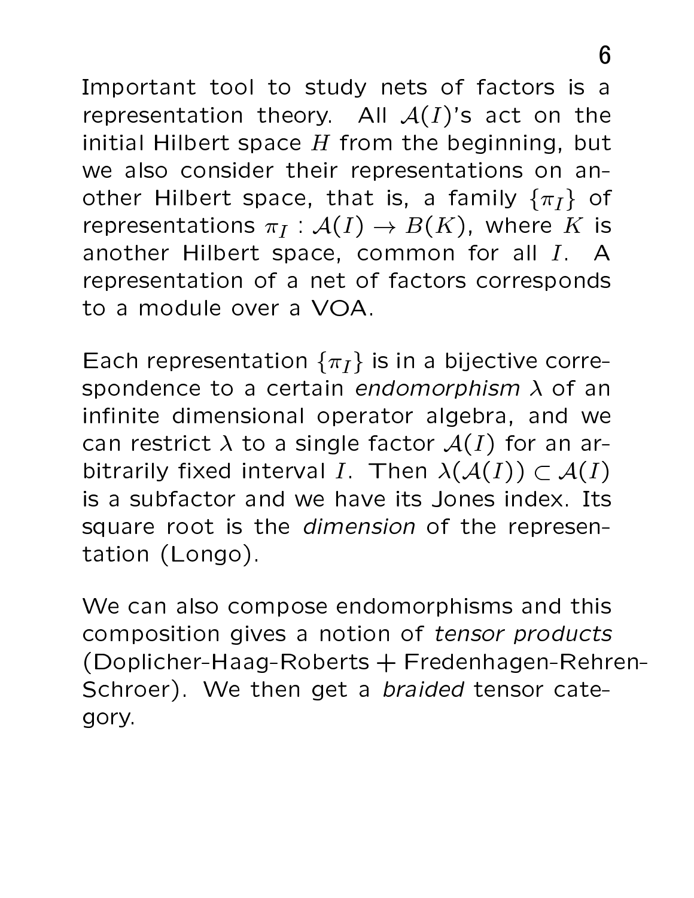Important tool to study nets of factors is a representation theory. All $\mathcal{A}(I)$'s act on the initial Hilbert space $H$ from the beginning, but we also consider their representations on another Hilbert space, that is, a family $\{\pi_I\}$ of representations $\pi_I : \mathcal{A}(I) \to B(K)$, where $K$ is another Hilbert space, common for all $I$. A representation of a net of factors corresponds to a module over a VOA.

Each representation $\{\pi_I\}$ is in a bijective correspondence to a certain *endomorphism* $\lambda$ of an infinite dimensional operator algebra, and we can restrict $\lambda$ to a single factor $\mathcal{A}(I)$ for an arbitrarily fixed interval $I$. Then $\lambda(\mathcal{A}(I)) \subset \mathcal{A}(I)$ is a subfactor and we have its Jones index. Its square root is the *dimension* of the representation (Longo).

We can also compose endomorphisms and this composition gives a notion of *tensor products* (Doplicher-Haag-Roberts + Fredenhagen-Rehren-Schroer). We then get a *braided* tensor category.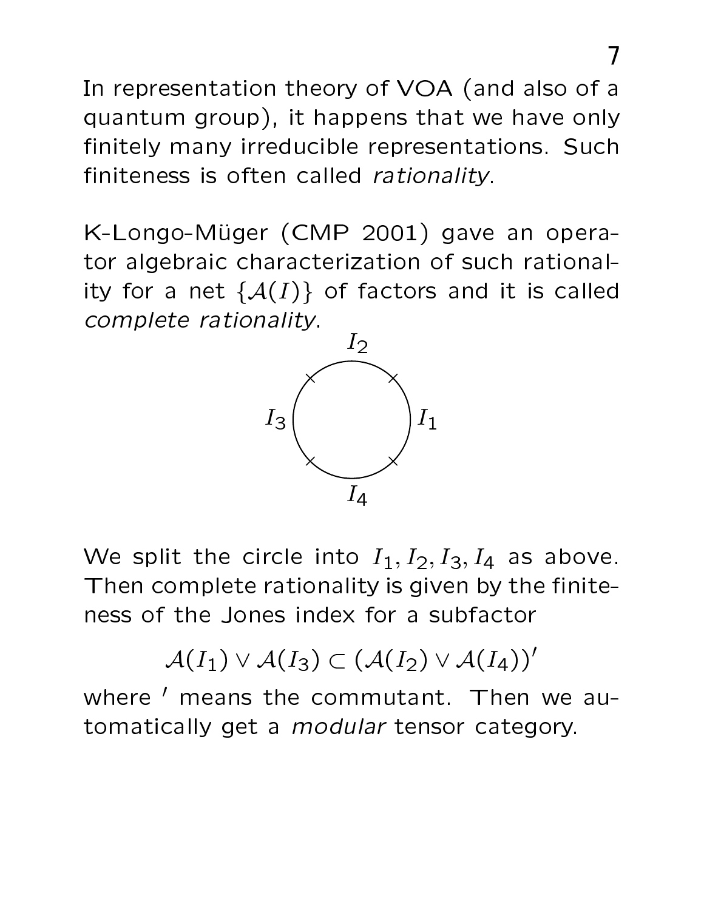In representation theory of VOA (and also of a quantum group), it happens that we have only finitely many irreducible representations. Such finiteness is often called *rationality*.

K-Longo-Müger (CMP 2001) gave an operator algebraic characterization of such rationality for a net $\{\mathcal{A}(I)\}$ of factors and it is called *complete rationality*.

We split the circle into $I_1, I_2, I_3, I_4$ as above. Then complete rationality is given by the finiteness of the Jones index for a subfactor

$$\mathcal{A}(I_1) \vee \mathcal{A}(I_3) \subset (\mathcal{A}(I_2) \vee \mathcal{A}(I_4))'$$

where $'$ means the commutant. Then we automatically get a *modular* tensor category.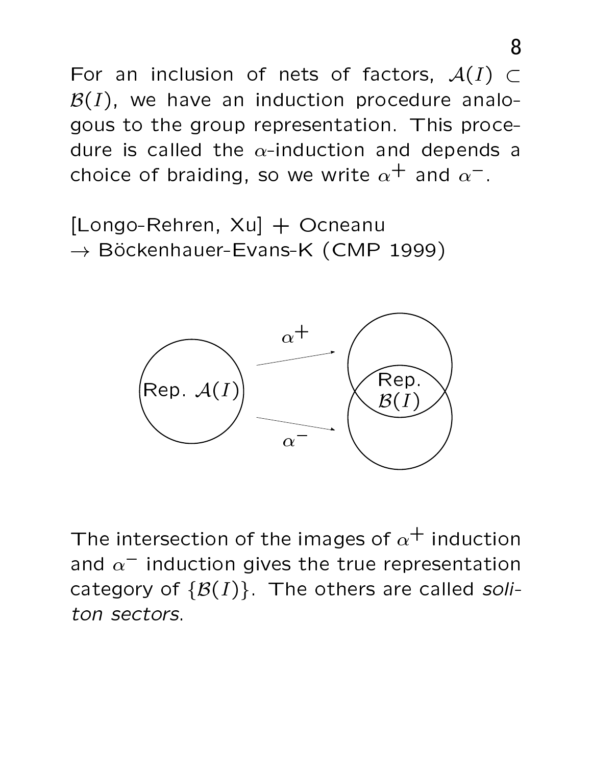For an inclusion of nets of factors, $\mathcal{A}(I) \subset \mathcal{B}(I)$, we have an induction procedure analogous to the group representation. This procedure is called the $\alpha$-induction and depends a choice of braiding, so we write $\alpha^+$ and $\alpha^-$.

[Longo-Rehren, Xu] + Ocneanu
$\rightarrow$ Böckenhauer-Evans-K (CMP 1999)

Rep. $\mathcal{A}(I)$ $\xrightarrow{\alpha^+}$ / $\xrightarrow{\alpha^-}$ Rep. $\mathcal{B}(I)$

The intersection of the images of $\alpha^+$ induction and $\alpha^-$ induction gives the true representation category of $\{\mathcal{B}(I)\}$. The others are called *soliton sectors*.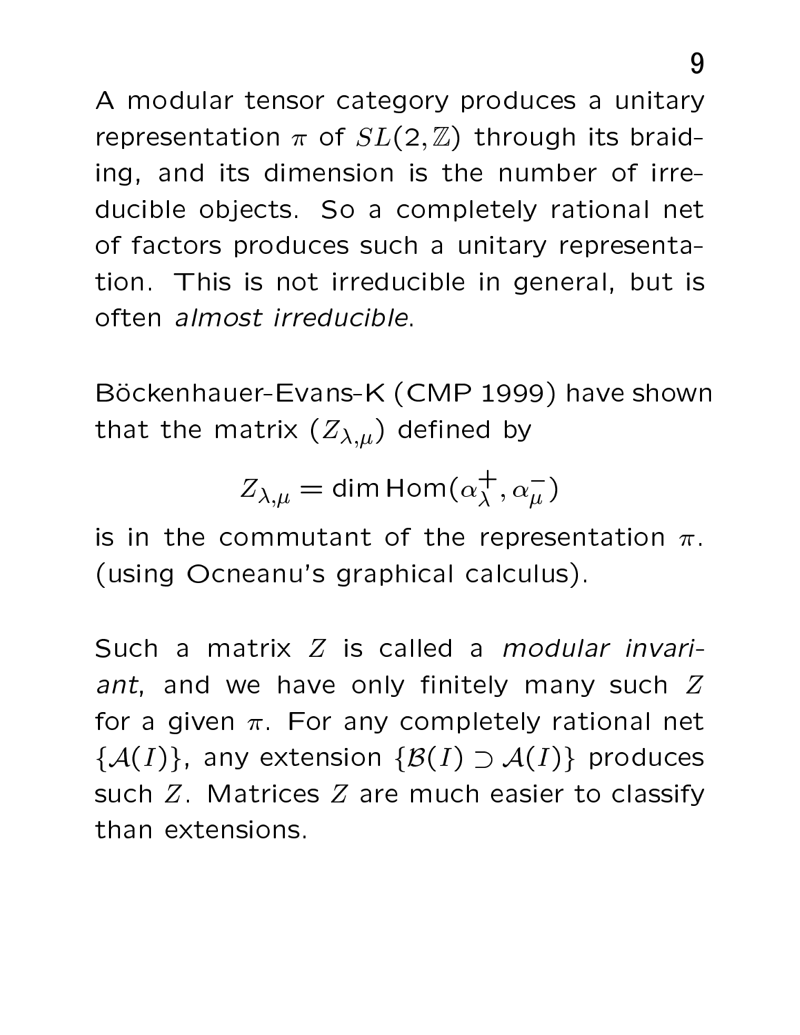A modular tensor category produces a unitary representation $\pi$ of $SL(2,\mathbb{Z})$ through its braiding, and its dimension is the number of irreducible objects. So a completely rational net of factors produces such a unitary representation. This is not irreducible in general, but is often *almost irreducible*.

Böckenhauer-Evans-K (CMP 1999) have shown that the matrix $(Z_{\lambda,\mu})$ defined by

$$Z_{\lambda,\mu} = \dim \mathrm{Hom}(\alpha_\lambda^+, \alpha_\mu^-)$$

is in the commutant of the representation $\pi$. (using Ocneanu's graphical calculus).

Such a matrix $Z$ is called a *modular invariant*, and we have only finitely many such $Z$ for a given $\pi$. For any completely rational net $\{\mathcal{A}(I)\}$, any extension $\{\mathcal{B}(I) \supset \mathcal{A}(I)\}$ produces such $Z$. Matrices $Z$ are much easier to classify than extensions.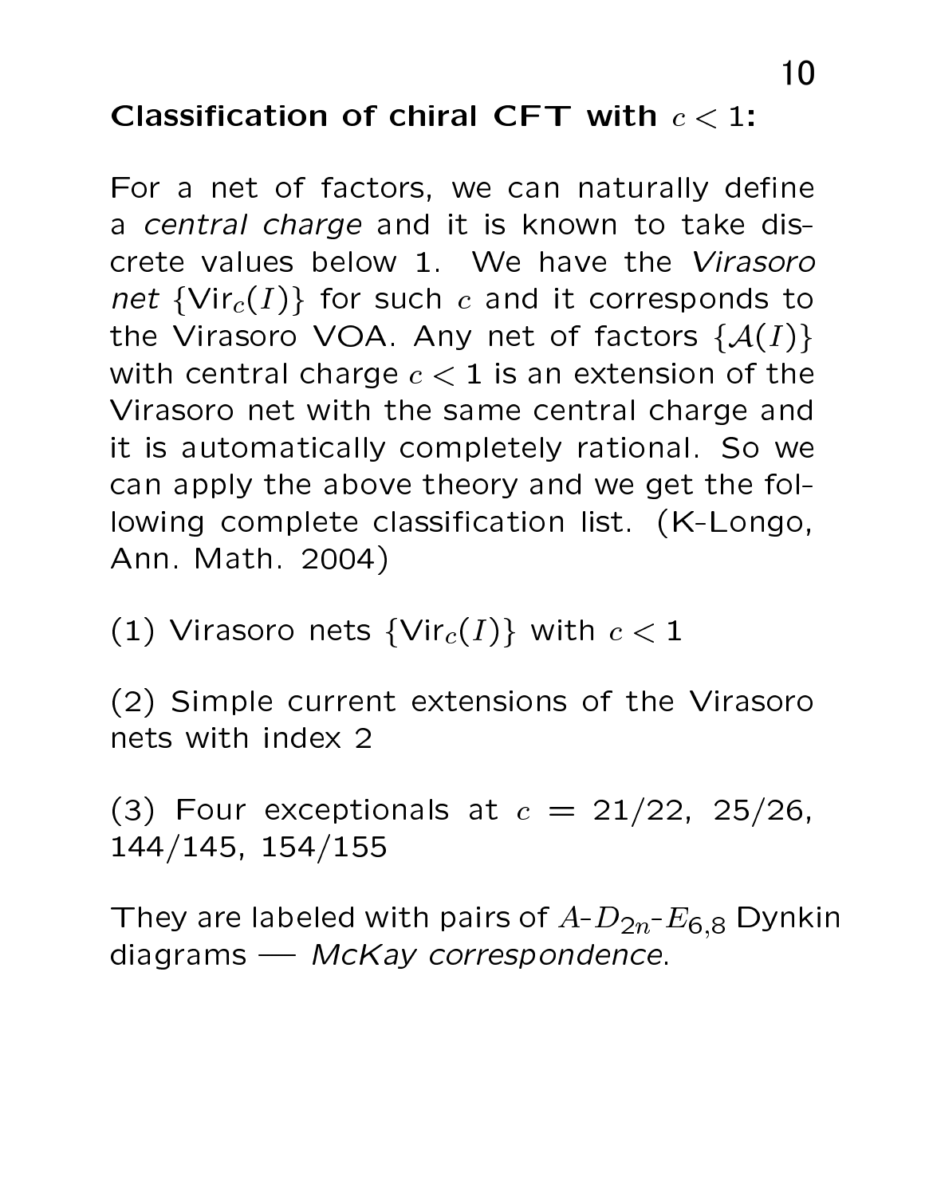**Classification of chiral CFT with $c < 1$:**

For a net of factors, we can naturally define a *central charge* and it is known to take discrete values below 1. We have the *Virasoro net* $\{\mathrm{Vir}_c(I)\}$ for such $c$ and it corresponds to the Virasoro VOA. Any net of factors $\{\mathcal{A}(I)\}$ with central charge $c < 1$ is an extension of the Virasoro net with the same central charge and it is automatically completely rational. So we can apply the above theory and we get the following complete classification list. (K-Longo, Ann. Math. 2004)

(1) Virasoro nets $\{\mathrm{Vir}_c(I)\}$ with $c < 1$

(2) Simple current extensions of the Virasoro nets with index 2

(3) Four exceptionals at $c = 21/22$, $25/26$, $144/145$, $154/155$

They are labeled with pairs of $A$-$D_{2n}$-$E_{6,8}$ Dynkin diagrams — *McKay correspondence*.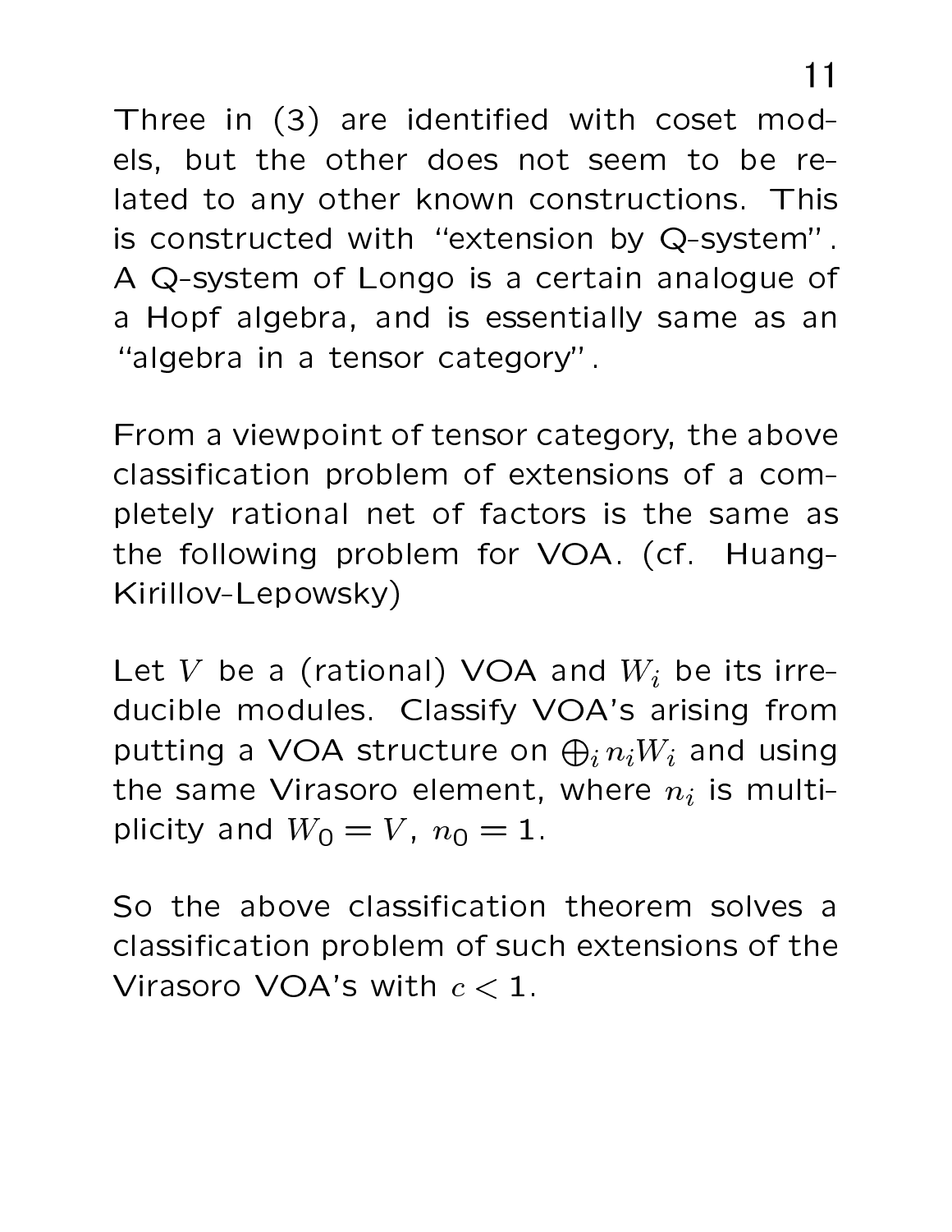Three in (3) are identified with coset models, but the other does not seem to be related to any other known constructions. This is constructed with "extension by Q-system". A Q-system of Longo is a certain analogue of a Hopf algebra, and is essentially same as an "algebra in a tensor category".

From a viewpoint of tensor category, the above classification problem of extensions of a completely rational net of factors is the same as the following problem for VOA. (cf. Huang-Kirillov-Lepowsky)

Let $V$ be a (rational) VOA and $W_i$ be its irreducible modules. Classify VOA's arising from putting a VOA structure on $\bigoplus_i n_i W_i$ and using the same Virasoro element, where $n_i$ is multiplicity and $W_0 = V$, $n_0 = 1$.

So the above classification theorem solves a classification problem of such extensions of the Virasoro VOA's with $c < 1$.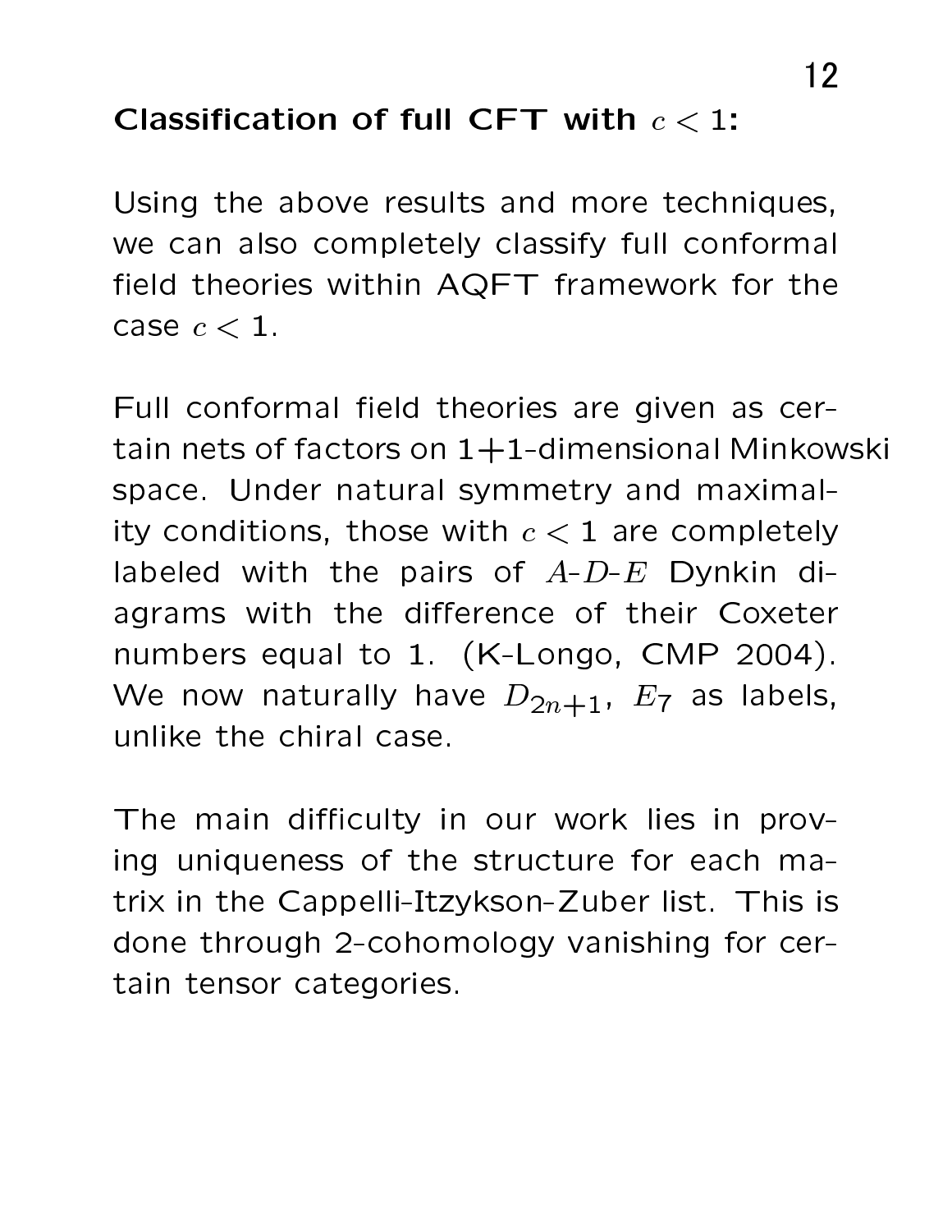**Classification of full CFT with $c < 1$:**

Using the above results and more techniques, we can also completely classify full conformal field theories within AQFT framework for the case $c < 1$.

Full conformal field theories are given as certain nets of factors on 1+1-dimensional Minkowski space. Under natural symmetry and maximality conditions, those with $c < 1$ are completely labeled with the pairs of $A$-$D$-$E$ Dynkin diagrams with the difference of their Coxeter numbers equal to 1. (K-Longo, CMP 2004). We now naturally have $D_{2n+1}$, $E_7$ as labels, unlike the chiral case.

The main difficulty in our work lies in proving uniqueness of the structure for each matrix in the Cappelli-Itzykson-Zuber list. This is done through 2-cohomology vanishing for certain tensor categories.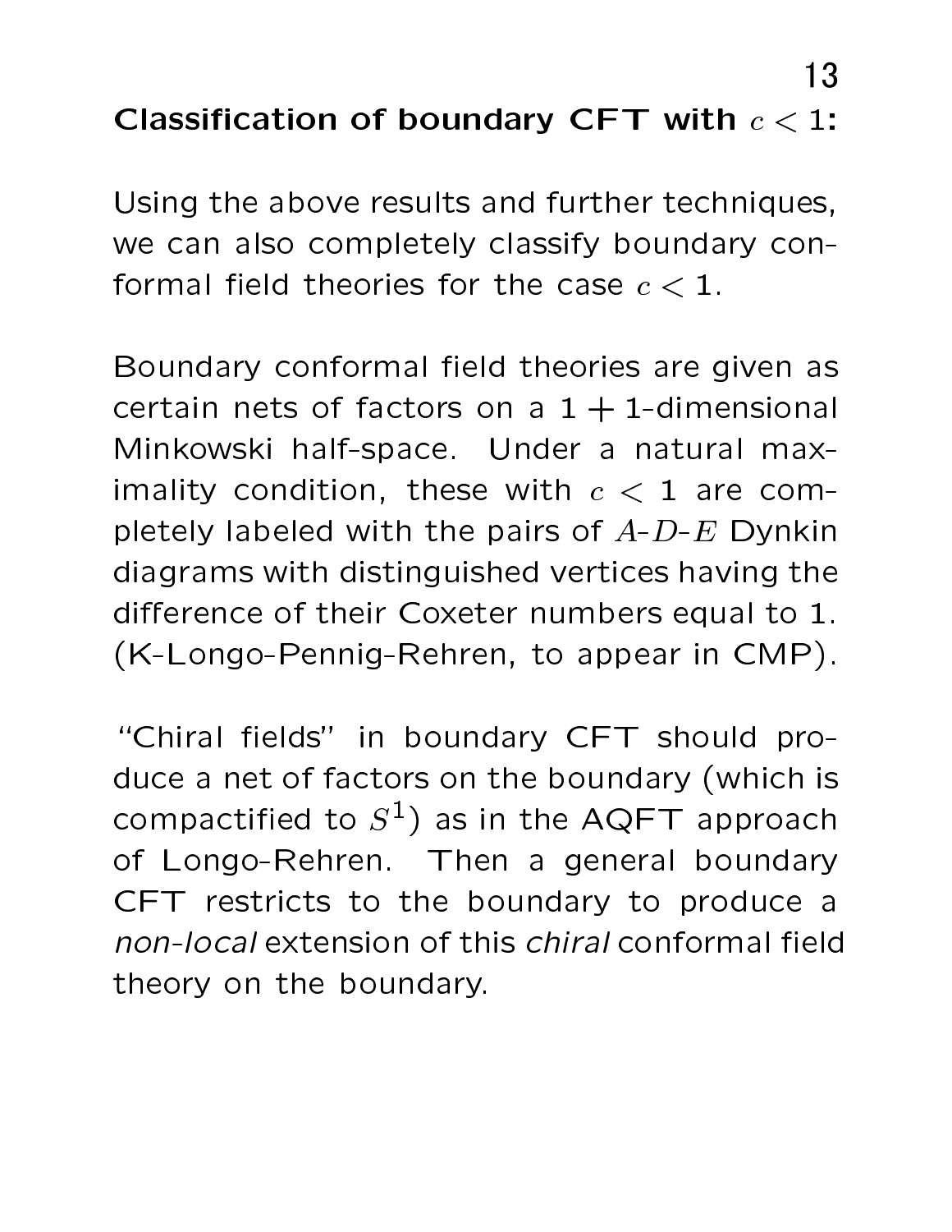**Classification of boundary CFT with $c < 1$:**

Using the above results and further techniques, we can also completely classify boundary conformal field theories for the case $c < 1$.

Boundary conformal field theories are given as certain nets of factors on a $1+1$-dimensional Minkowski half-space. Under a natural maximality condition, these with $c < 1$ are completely labeled with the pairs of $A$-$D$-$E$ Dynkin diagrams with distinguished vertices having the difference of their Coxeter numbers equal to 1. (K-Longo-Pennig-Rehren, to appear in CMP).

"Chiral fields" in boundary CFT should produce a net of factors on the boundary (which is compactified to $S^1$) as in the AQFT approach of Longo-Rehren. Then a general boundary CFT restricts to the boundary to produce a *non-local* extension of this *chiral* conformal field theory on the boundary.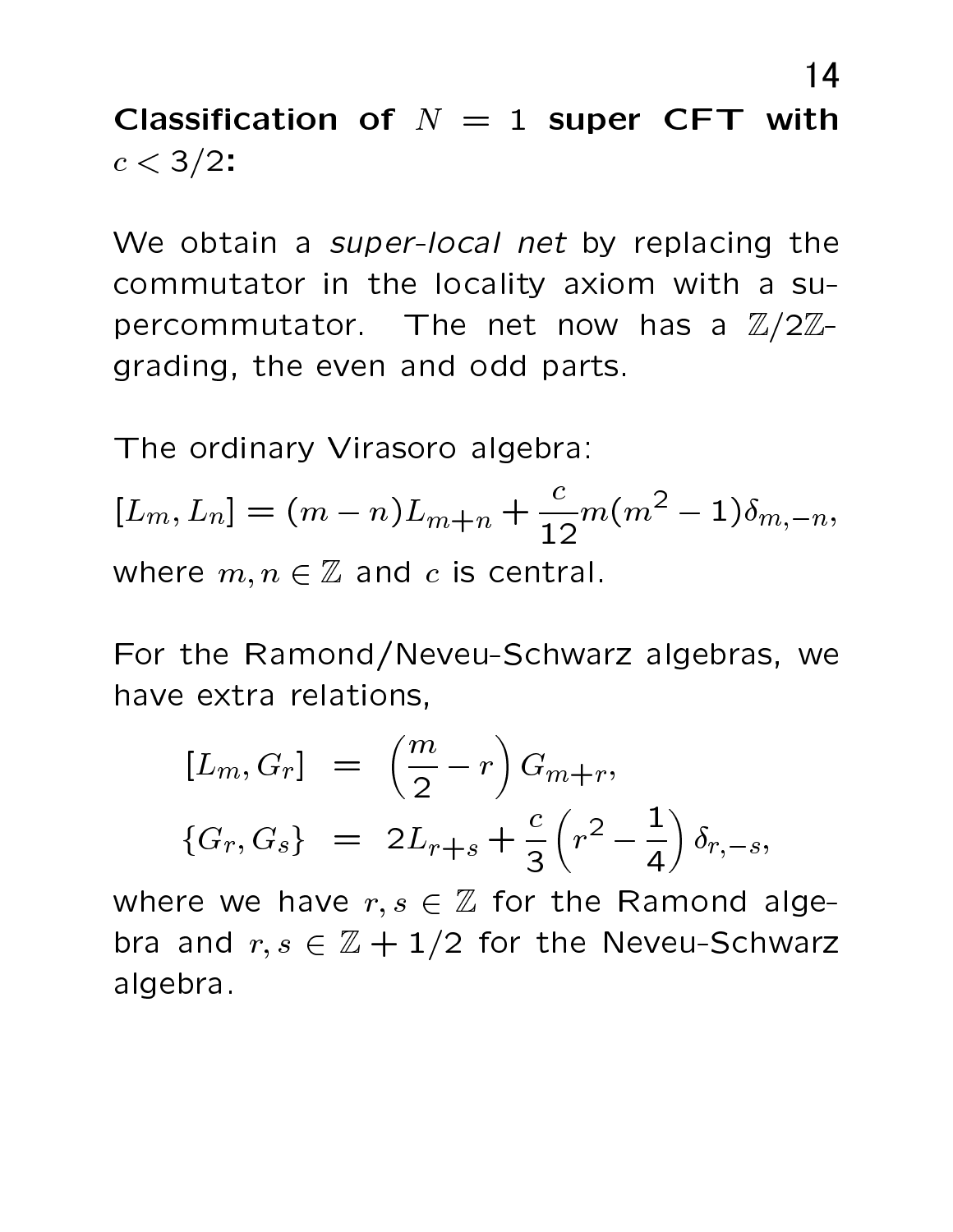**Classification of $N = 1$ super CFT with $c < 3/2$:**

We obtain a *super-local net* by replacing the commutator in the locality axiom with a supercommutator. The net now has a $\mathbb{Z}/2\mathbb{Z}$-grading, the even and odd parts.

The ordinary Virasoro algebra:

$$[L_m, L_n] = (m-n)L_{m+n} + \frac{c}{12}m(m^2-1)\delta_{m,-n},$$

where $m, n \in \mathbb{Z}$ and $c$ is central.

For the Ramond/Neveu-Schwarz algebras, we have extra relations,

$$\begin{aligned} [L_m, G_r] &= \left(\frac{m}{2} - r\right) G_{m+r}, \\ \{G_r, G_s\} &= 2L_{r+s} + \frac{c}{3}\left(r^2 - \frac{1}{4}\right)\delta_{r,-s}, \end{aligned}$$

where we have $r, s \in \mathbb{Z}$ for the Ramond algebra and $r, s \in \mathbb{Z} + 1/2$ for the Neveu-Schwarz algebra.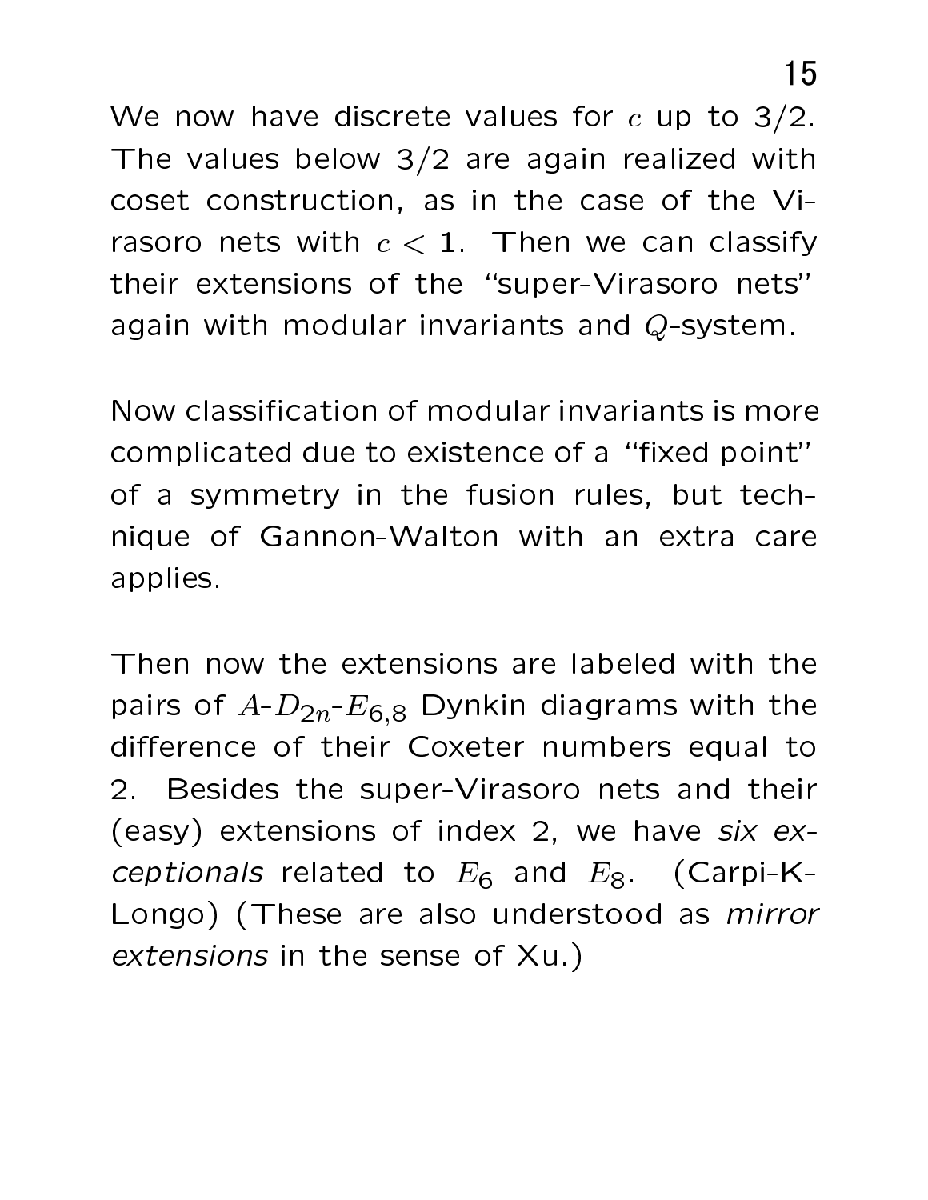We now have discrete values for $c$ up to 3/2. The values below 3/2 are again realized with coset construction, as in the case of the Virasoro nets with $c < 1$. Then we can classify their extensions of the "super-Virasoro nets" again with modular invariants and $Q$-system.

Now classification of modular invariants is more complicated due to existence of a "fixed point" of a symmetry in the fusion rules, but technique of Gannon-Walton with an extra care applies.

Then now the extensions are labeled with the pairs of $A$-$D_{2n}$-$E_{6,8}$ Dynkin diagrams with the difference of their Coxeter numbers equal to 2. Besides the super-Virasoro nets and their (easy) extensions of index 2, we have *six exceptionals* related to $E_6$ and $E_8$. (Carpi-K-Longo) (These are also understood as *mirror extensions* in the sense of Xu.)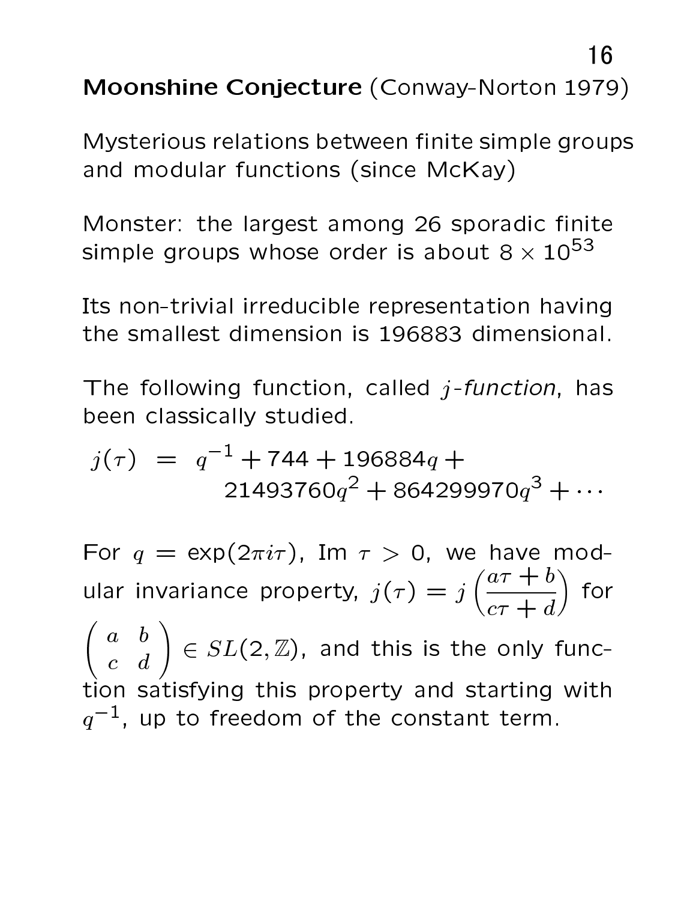**Moonshine Conjecture** (Conway-Norton 1979)

Mysterious relations between finite simple groups and modular functions (since McKay)

Monster: the largest among 26 sporadic finite simple groups whose order is about $8 \times 10^{53}$

Its non-trivial irreducible representation having the smallest dimension is 196883 dimensional.

The following function, called *j-function*, has been classically studied.

$$
\begin{aligned}
j(\tau) \;=\; & q^{-1} + 744 + 196884q + \\
& 21493760q^2 + 864299970q^3 + \cdots
\end{aligned}
$$

For $q = \exp(2\pi i\tau)$, Im $\tau > 0$, we have modular invariance property, $j(\tau) = j\left(\dfrac{a\tau + b}{c\tau + d}\right)$ for $\begin{pmatrix} a & b \\ c & d \end{pmatrix} \in SL(2, \mathbb{Z})$, and this is the only function satisfying this property and starting with $q^{-1}$, up to freedom of the constant term.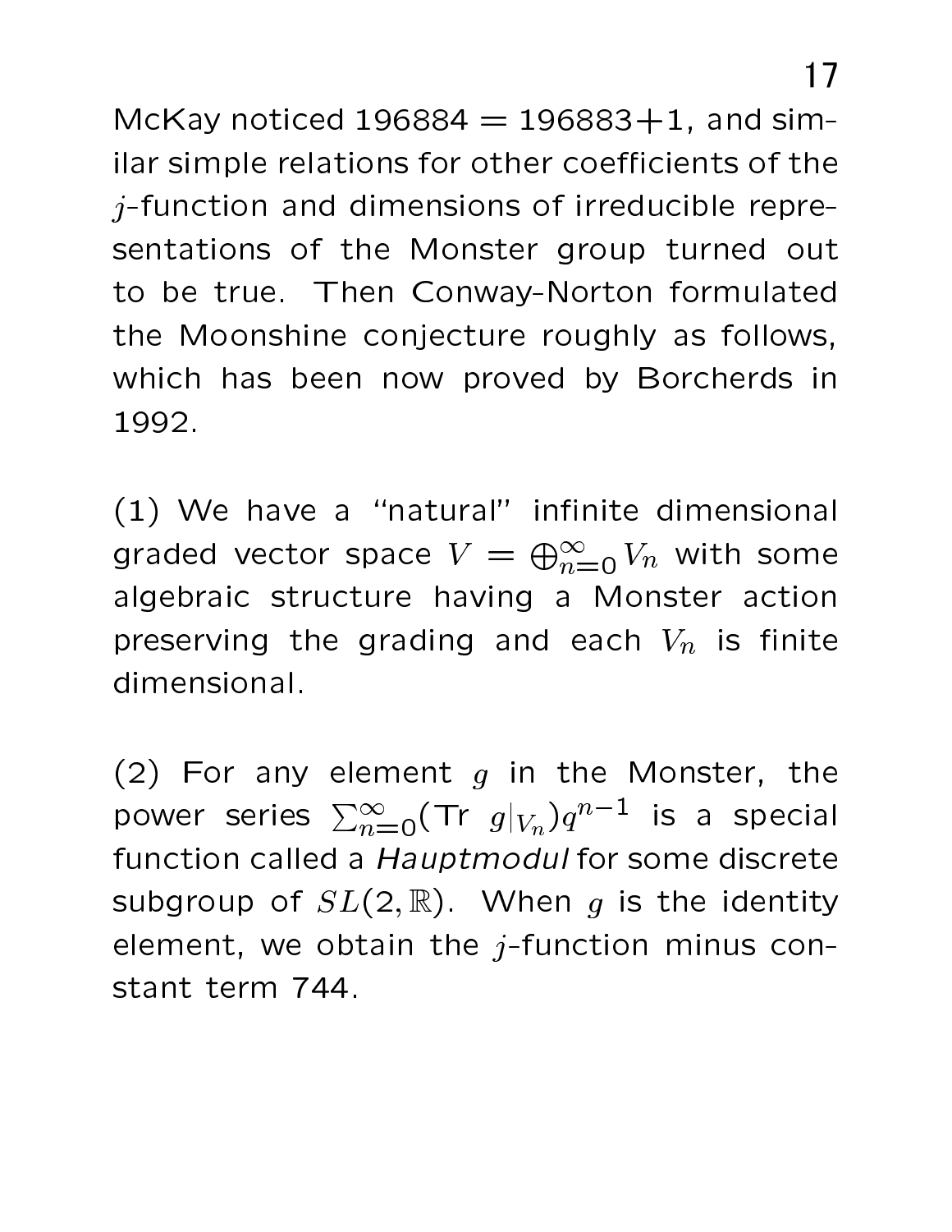McKay noticed $196884 = 196883 + 1$, and similar simple relations for other coefficients of the $j$-function and dimensions of irreducible representations of the Monster group turned out to be true. Then Conway-Norton formulated the Moonshine conjecture roughly as follows, which has been now proved by Borcherds in 1992.

(1) We have a "natural" infinite dimensional graded vector space $V = \bigoplus_{n=0}^{\infty} V_n$ with some algebraic structure having a Monster action preserving the grading and each $V_n$ is finite dimensional.

(2) For any element $g$ in the Monster, the power series $\sum_{n=0}^{\infty} (\mathrm{Tr}\ g|_{V_n}) q^{n-1}$ is a special function called a *Hauptmodul* for some discrete subgroup of $SL(2, \mathbb{R})$. When $g$ is the identity element, we obtain the $j$-function minus constant term 744.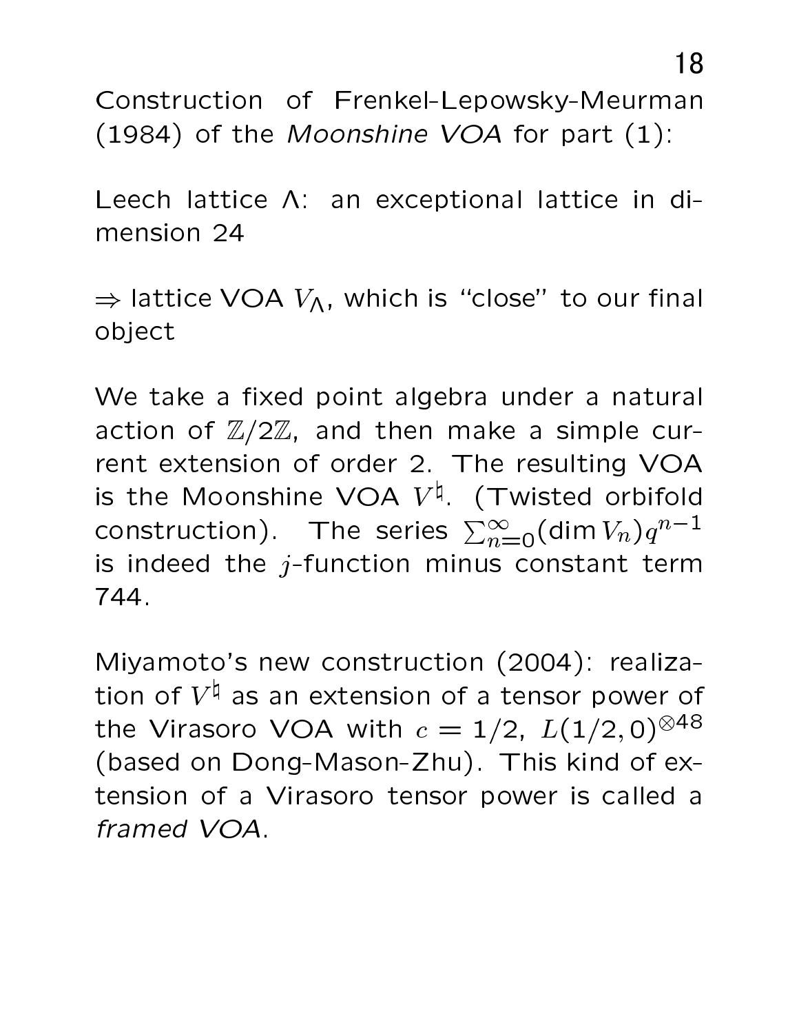Construction of Frenkel-Lepowsky-Meurman (1984) of the *Moonshine VOA* for part (1):

Leech lattice $\Lambda$: an exceptional lattice in dimension 24

$\Rightarrow$ lattice VOA $V_\Lambda$, which is "close" to our final object

We take a fixed point algebra under a natural action of $\mathbb{Z}/2\mathbb{Z}$, and then make a simple current extension of order 2. The resulting VOA is the Moonshine VOA $V^\natural$. (Twisted orbifold construction). The series $\sum_{n=0}^{\infty}(\dim V_n)q^{n-1}$ is indeed the $j$-function minus constant term 744.

Miyamoto's new construction (2004): realization of $V^\natural$ as an extension of a tensor power of the Virasoro VOA with $c = 1/2$, $L(1/2, 0)^{\otimes 48}$ (based on Dong-Mason-Zhu). This kind of extension of a Virasoro tensor power is called a *framed VOA*.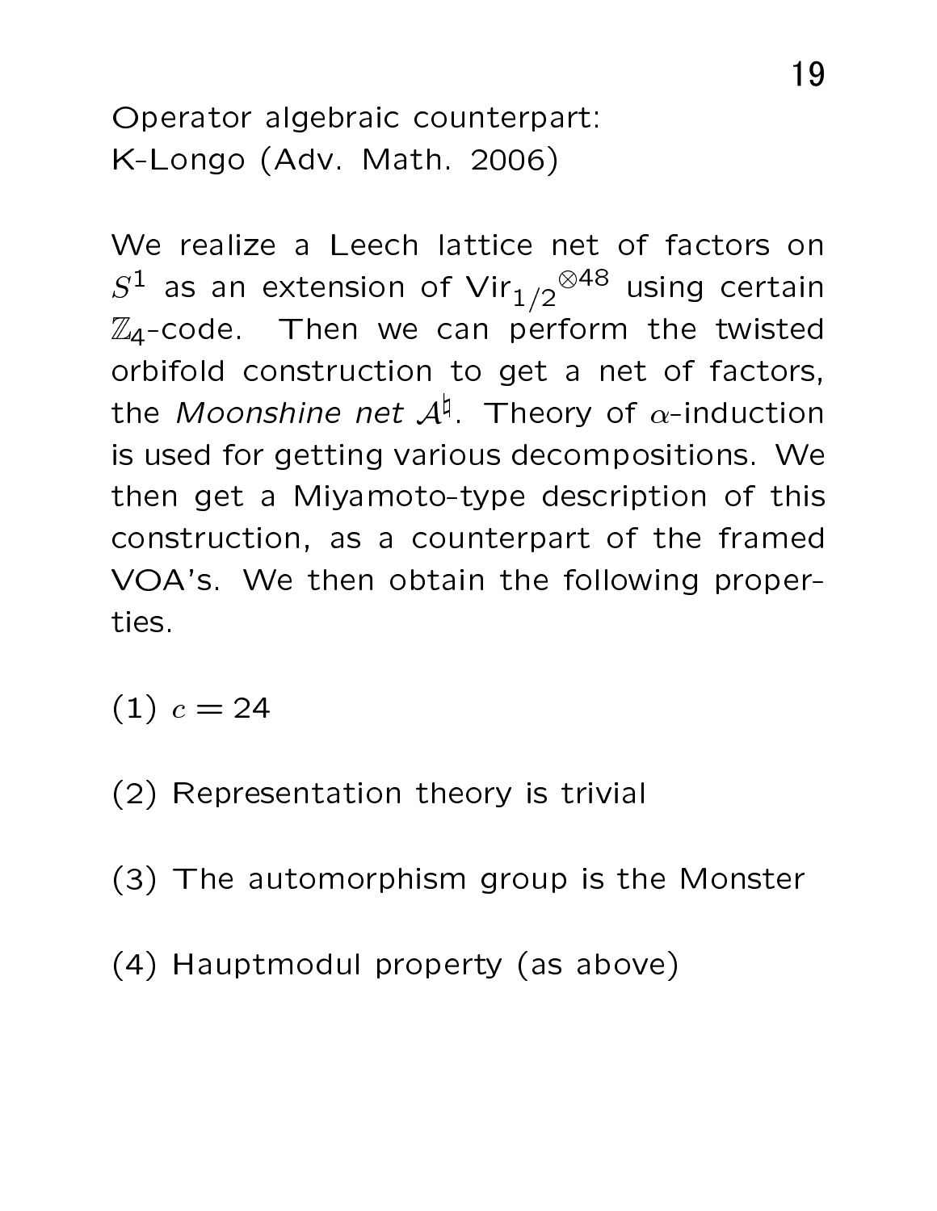Operator algebraic counterpart:
K-Longo (Adv. Math. 2006)

We realize a Leech lattice net of factors on $S^1$ as an extension of ${\mathrm{Vir}_{1/2}}^{\otimes 48}$ using certain $\mathbb{Z}_4$-code. Then we can perform the twisted orbifold construction to get a net of factors, the *Moonshine net* $\mathcal{A}^\natural$. Theory of $\alpha$-induction is used for getting various decompositions. We then get a Miyamoto-type description of this construction, as a counterpart of the framed VOA's. We then obtain the following properties.

(1) $c = 24$

(2) Representation theory is trivial

(3) The automorphism group is the Monster

(4) Hauptmodul property (as above)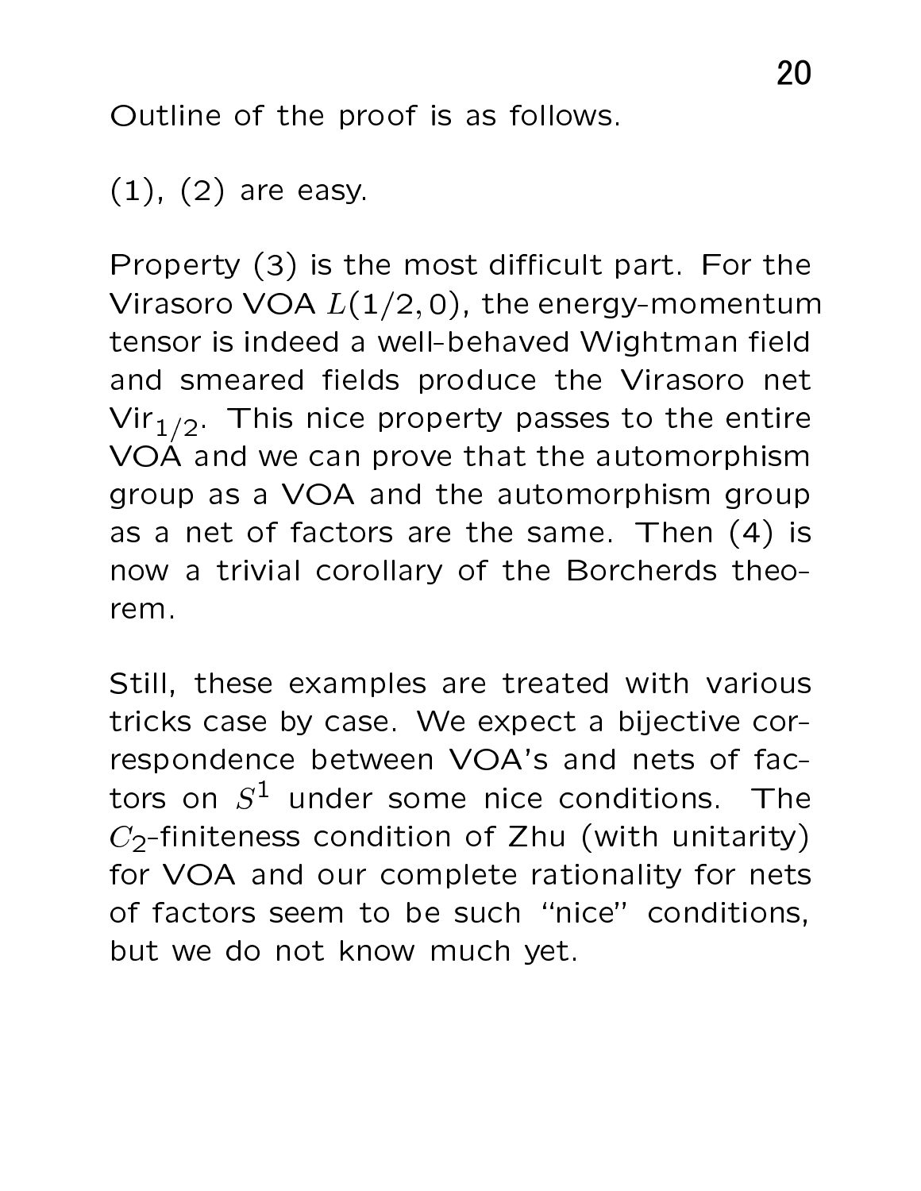Outline of the proof is as follows.

(1), (2) are easy.

Property (3) is the most difficult part. For the Virasoro VOA $L(1/2, 0)$, the energy-momentum tensor is indeed a well-behaved Wightman field and smeared fields produce the Virasoro net $\mathrm{Vir}_{1/2}$. This nice property passes to the entire VOA and we can prove that the automorphism group as a VOA and the automorphism group as a net of factors are the same. Then (4) is now a trivial corollary of the Borcherds theorem.

Still, these examples are treated with various tricks case by case. We expect a bijective correspondence between VOA's and nets of factors on $S^1$ under some nice conditions. The $C_2$-finiteness condition of Zhu (with unitarity) for VOA and our complete rationality for nets of factors seem to be such "nice" conditions, but we do not know much yet.